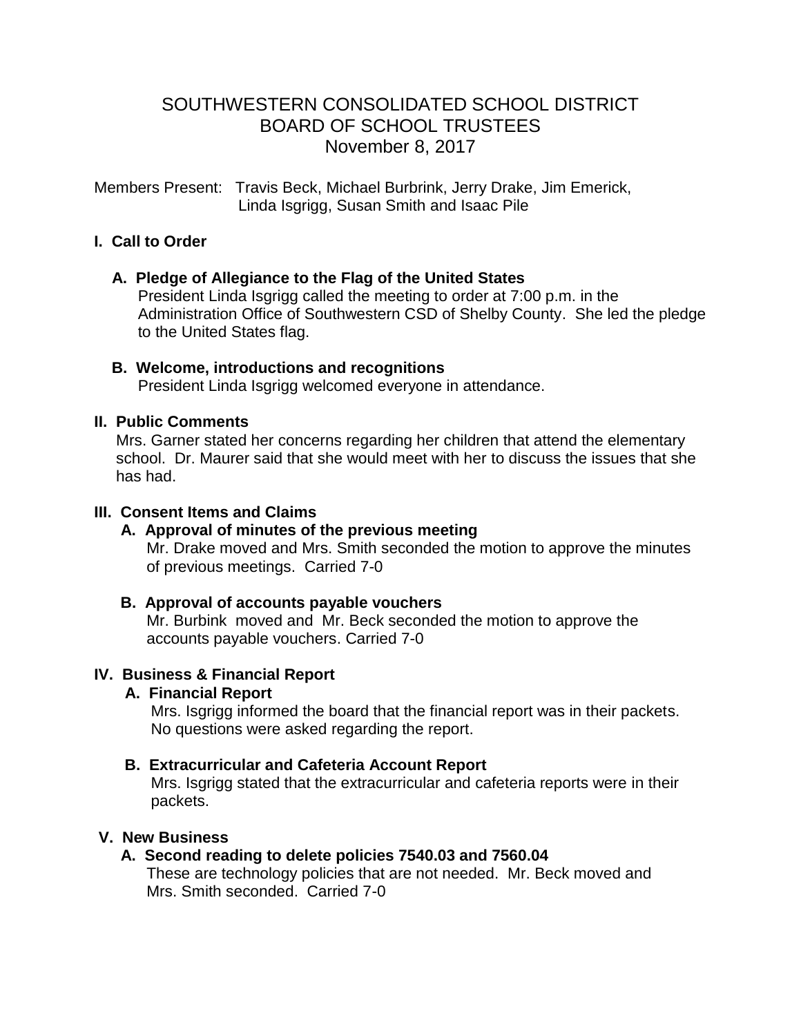# SOUTHWESTERN CONSOLIDATED SCHOOL DISTRICT
# BOARD OF SCHOOL TRUSTEES
# November 8, 2017

Members Present: Travis Beck, Michael Burbrink, Jerry Drake, Jim Emerick, Linda Isgrigg, Susan Smith and Isaac Pile

## I. Call to Order

### A. Pledge of Allegiance to the Flag of the United States

President Linda Isgrigg called the meeting to order at 7:00 p.m. in the Administration Office of Southwestern CSD of Shelby County. She led the pledge to the United States flag.

### B. Welcome, introductions and recognitions

President Linda Isgrigg welcomed everyone in attendance.

## II. Public Comments

Mrs. Garner stated her concerns regarding her children that attend the elementary school. Dr. Maurer said that she would meet with her to discuss the issues that she has had.

## III. Consent Items and Claims

### A. Approval of minutes of the previous meeting

Mr. Drake moved and Mrs. Smith seconded the motion to approve the minutes of previous meetings. Carried 7-0

### B. Approval of accounts payable vouchers

Mr. Burbink moved and Mr. Beck seconded the motion to approve the accounts payable vouchers. Carried 7-0

## IV. Business & Financial Report

### A. Financial Report

Mrs. Isgrigg informed the board that the financial report was in their packets. No questions were asked regarding the report.

### B. Extracurricular and Cafeteria Account Report

Mrs. Isgrigg stated that the extracurricular and cafeteria reports were in their packets.

## V. New Business

### A. Second reading to delete policies 7540.03 and 7560.04

These are technology policies that are not needed. Mr. Beck moved and Mrs. Smith seconded. Carried 7-0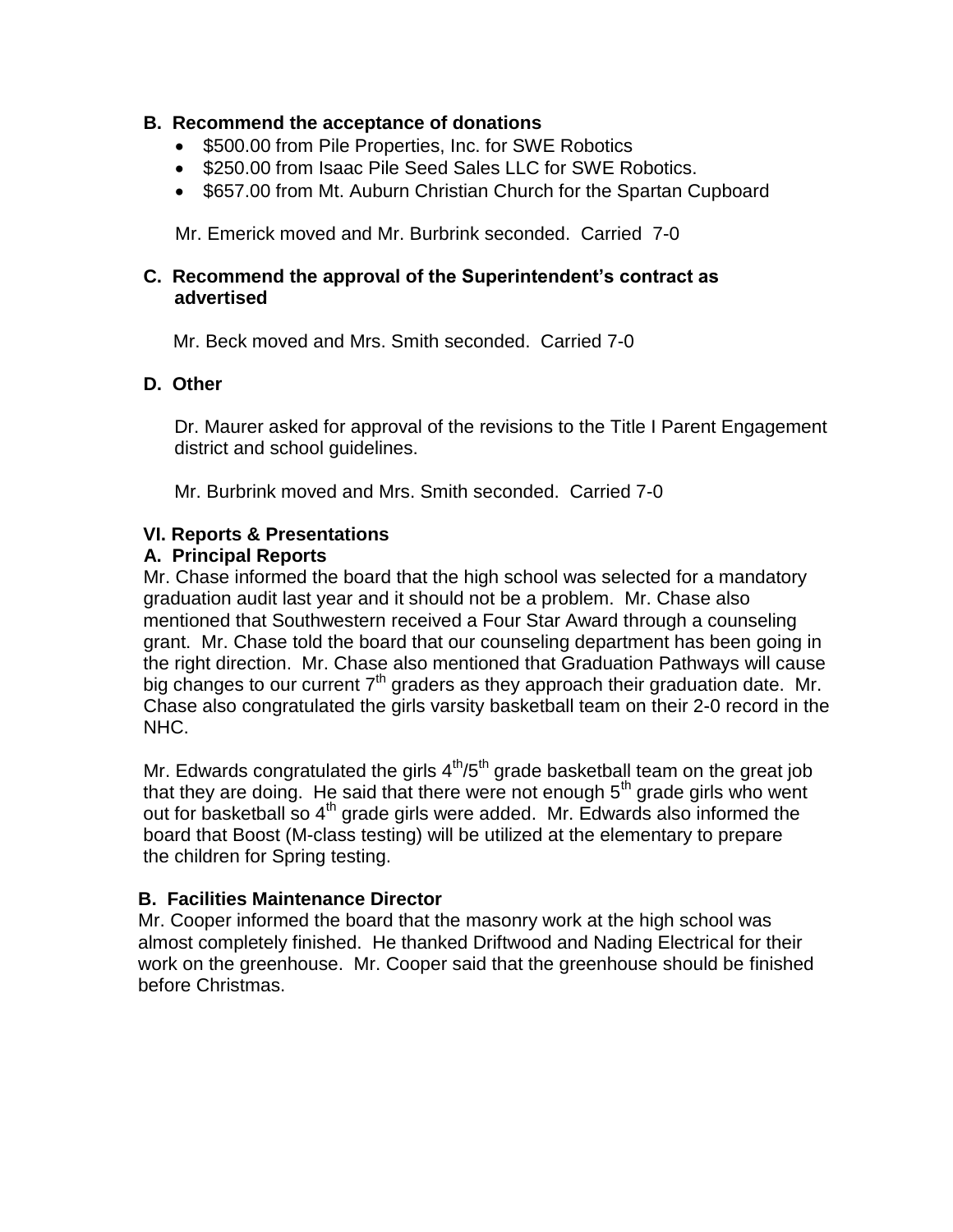### B. Recommend the acceptance of donations

- \$500.00 from Pile Properties, Inc. for SWE Robotics
- \$250.00 from Isaac Pile Seed Sales LLC for SWE Robotics.
- \$657.00 from Mt. Auburn Christian Church for the Spartan Cupboard

Mr. Emerick moved and Mr. Burbrink seconded. Carried 7-0

### C. Recommend the approval of the Superintendent's contract as advertised

Mr. Beck moved and Mrs. Smith seconded. Carried 7-0

### D. Other

Dr. Maurer asked for approval of the revisions to the Title I Parent Engagement district and school guidelines.

Mr. Burbrink moved and Mrs. Smith seconded. Carried 7-0

## VI. Reports & Presentations

### A. Principal Reports

Mr. Chase informed the board that the high school was selected for a mandatory graduation audit last year and it should not be a problem. Mr. Chase also mentioned that Southwestern received a Four Star Award through a counseling grant. Mr. Chase told the board that our counseling department has been going in the right direction. Mr. Chase also mentioned that Graduation Pathways will cause big changes to our current 7th graders as they approach their graduation date. Mr. Chase also congratulated the girls varsity basketball team on their 2-0 record in the NHC.

Mr. Edwards congratulated the girls 4th/5th grade basketball team on the great job that they are doing. He said that there were not enough 5th grade girls who went out for basketball so 4th grade girls were added. Mr. Edwards also informed the board that Boost (M-class testing) will be utilized at the elementary to prepare the children for Spring testing.

### B. Facilities Maintenance Director

Mr. Cooper informed the board that the masonry work at the high school was almost completely finished. He thanked Driftwood and Nading Electrical for their work on the greenhouse. Mr. Cooper said that the greenhouse should be finished before Christmas.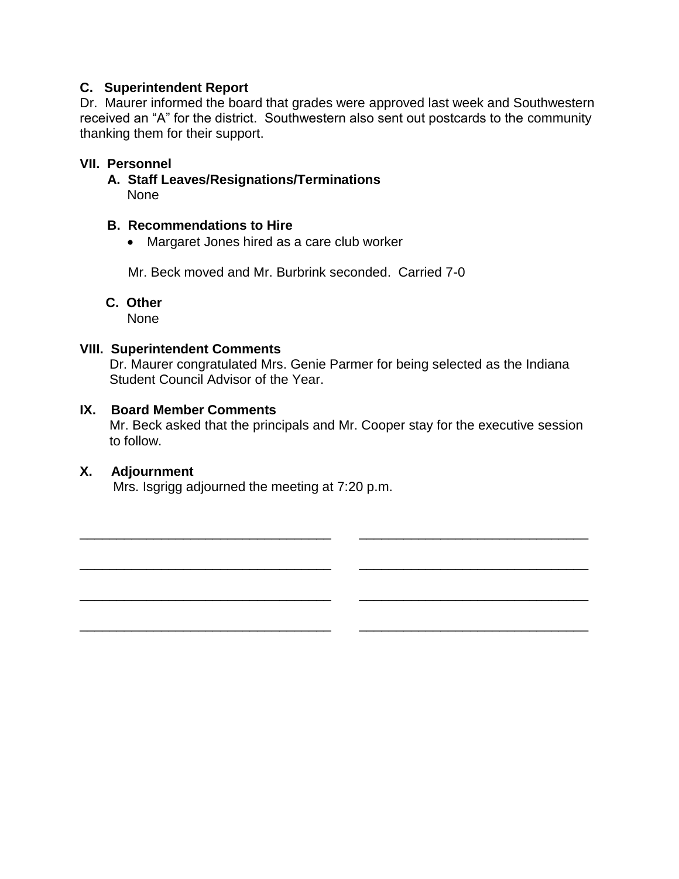**C. Superintendent Report**

Dr. Maurer informed the board that grades were approved last week and Southwestern received an "A" for the district. Southwestern also sent out postcards to the community thanking them for their support.

**VII. Personnel**

**A. Staff Leaves/Resignations/Terminations**

None

**B. Recommendations to Hire**

- Margaret Jones hired as a care club worker

Mr. Beck moved and Mr. Burbrink seconded. Carried 7-0

**C. Other**

None

**VIII. Superintendent Comments**

Dr. Maurer congratulated Mrs. Genie Parmer for being selected as the Indiana Student Council Advisor of the Year.

**IX. Board Member Comments**

Mr. Beck asked that the principals and Mr. Cooper stay for the executive session to follow.

**X. Adjournment**

Mrs. Isgrigg adjourned the meeting at 7:20 p.m.

___________________________________ ________________________________

___________________________________ ________________________________

___________________________________ ________________________________

___________________________________ ________________________________